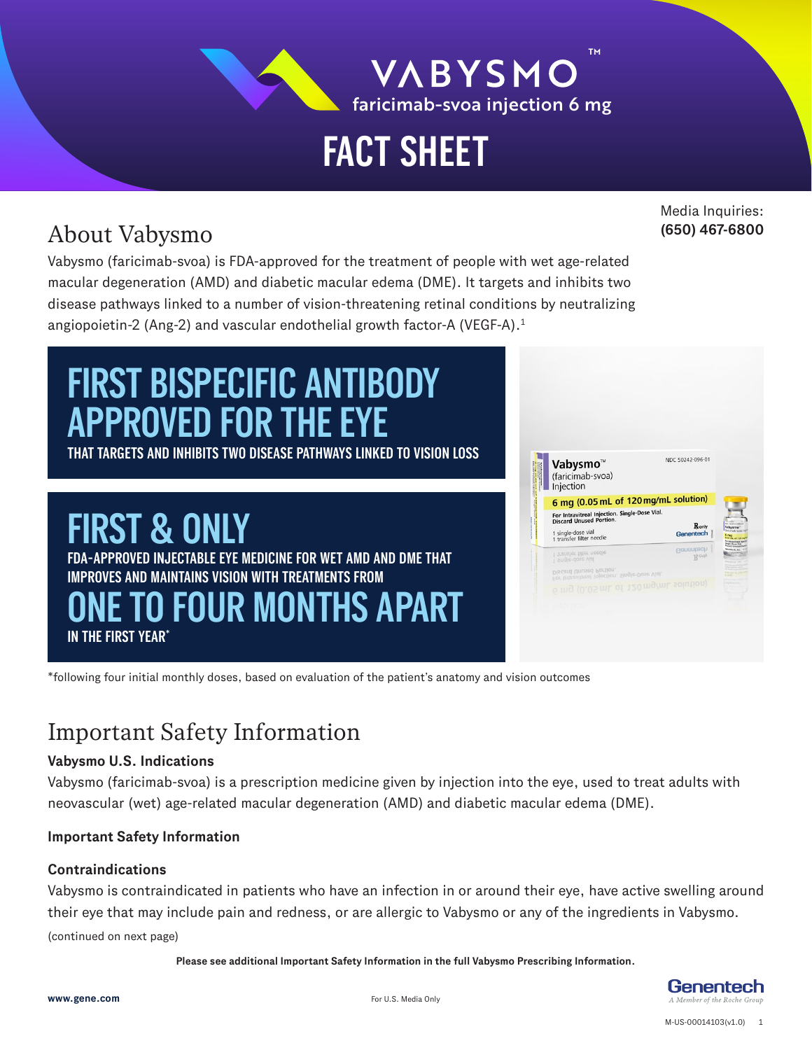# VABYSMO™

faricimab-svoa injection 6 mg

# FACT SHEET

Media Inquiries:
**(650) 467-6800**

## About Vabysmo

Vabysmo (faricimab-svoa) is FDA-approved for the treatment of people with wet age-related macular degeneration (AMD) and diabetic macular edema (DME). It targets and inhibits two disease pathways linked to a number of vision-threatening retinal conditions by neutralizing angiopoietin-2 (Ang-2) and vascular endothelial growth factor-A (VEGF-A).[1]

**FIRST BISPECIFIC ANTIBODY APPROVED FOR THE EYE**
THAT TARGETS AND INHIBITS TWO DISEASE PATHWAYS LINKED TO VISION LOSS

**FIRST & ONLY**
FDA-APPROVED INJECTABLE EYE MEDICINE FOR WET AMD AND DME THAT IMPROVES AND MAINTAINS VISION WITH TREATMENTS FROM
**ONE TO FOUR MONTHS APART**
IN THE FIRST YEAR*

*following four initial monthly doses, based on evaluation of the patient's anatomy and vision outcomes

## Important Safety Information

### Vabysmo U.S. Indications

Vabysmo (faricimab-svoa) is a prescription medicine given by injection into the eye, used to treat adults with neovascular (wet) age-related macular degeneration (AMD) and diabetic macular edema (DME).

### Important Safety Information

### Contraindications

Vabysmo is contraindicated in patients who have an infection in or around their eye, have active swelling around their eye that may include pain and redness, or are allergic to Vabysmo or any of the ingredients in Vabysmo.

(continued on next page)

**Please see additional Important Safety Information in the full Vabysmo Prescribing Information.**

www.gene.com

For U.S. Media Only

Genentech
A Member of the Roche Group

M-US-00014103(v1.0)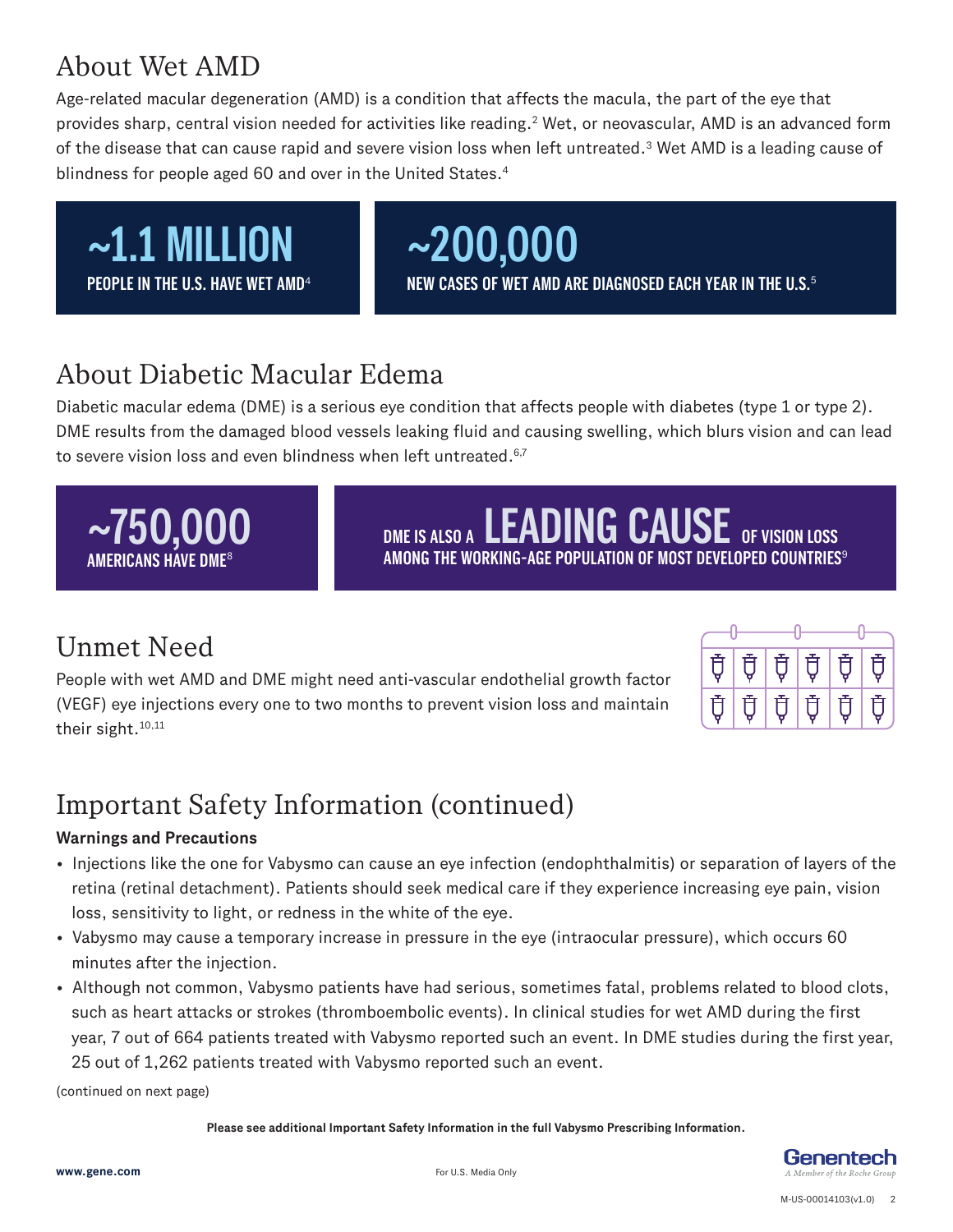## About Wet AMD

Age-related macular degeneration (AMD) is a condition that affects the macula, the part of the eye that provides sharp, central vision needed for activities like reading.[2] Wet, or neovascular, AMD is an advanced form of the disease that can cause rapid and severe vision loss when left untreated.[3] Wet AMD is a leading cause of blindness for people aged 60 and over in the United States.[4]

**~1.1 MILLION**
**PEOPLE IN THE U.S. HAVE WET AMD**[4]

**~200,000**
**NEW CASES OF WET AMD ARE DIAGNOSED EACH YEAR IN THE U.S.**[5]

## About Diabetic Macular Edema

Diabetic macular edema (DME) is a serious eye condition that affects people with diabetes (type 1 or type 2). DME results from the damaged blood vessels leaking fluid and causing swelling, which blurs vision and can lead to severe vision loss and even blindness when left untreated.[6,7]

**~750,000**
**AMERICANS HAVE DME**[8]

**DME IS ALSO A LEADING CAUSE OF VISION LOSS AMONG THE WORKING-AGE POPULATION OF MOST DEVELOPED COUNTRIES**[9]

## Unmet Need

People with wet AMD and DME might need anti-vascular endothelial growth factor (VEGF) eye injections every one to two months to prevent vision loss and maintain their sight.[10,11]

## Important Safety Information (continued)

**Warnings and Precautions**

- Injections like the one for Vabysmo can cause an eye infection (endophthalmitis) or separation of layers of the retina (retinal detachment). Patients should seek medical care if they experience increasing eye pain, vision loss, sensitivity to light, or redness in the white of the eye.
- Vabysmo may cause a temporary increase in pressure in the eye (intraocular pressure), which occurs 60 minutes after the injection.
- Although not common, Vabysmo patients have had serious, sometimes fatal, problems related to blood clots, such as heart attacks or strokes (thromboembolic events). In clinical studies for wet AMD during the first year, 7 out of 664 patients treated with Vabysmo reported such an event. In DME studies during the first year, 25 out of 1,262 patients treated with Vabysmo reported such an event.

(continued on next page)

**Please see additional Important Safety Information in the full Vabysmo Prescribing Information.**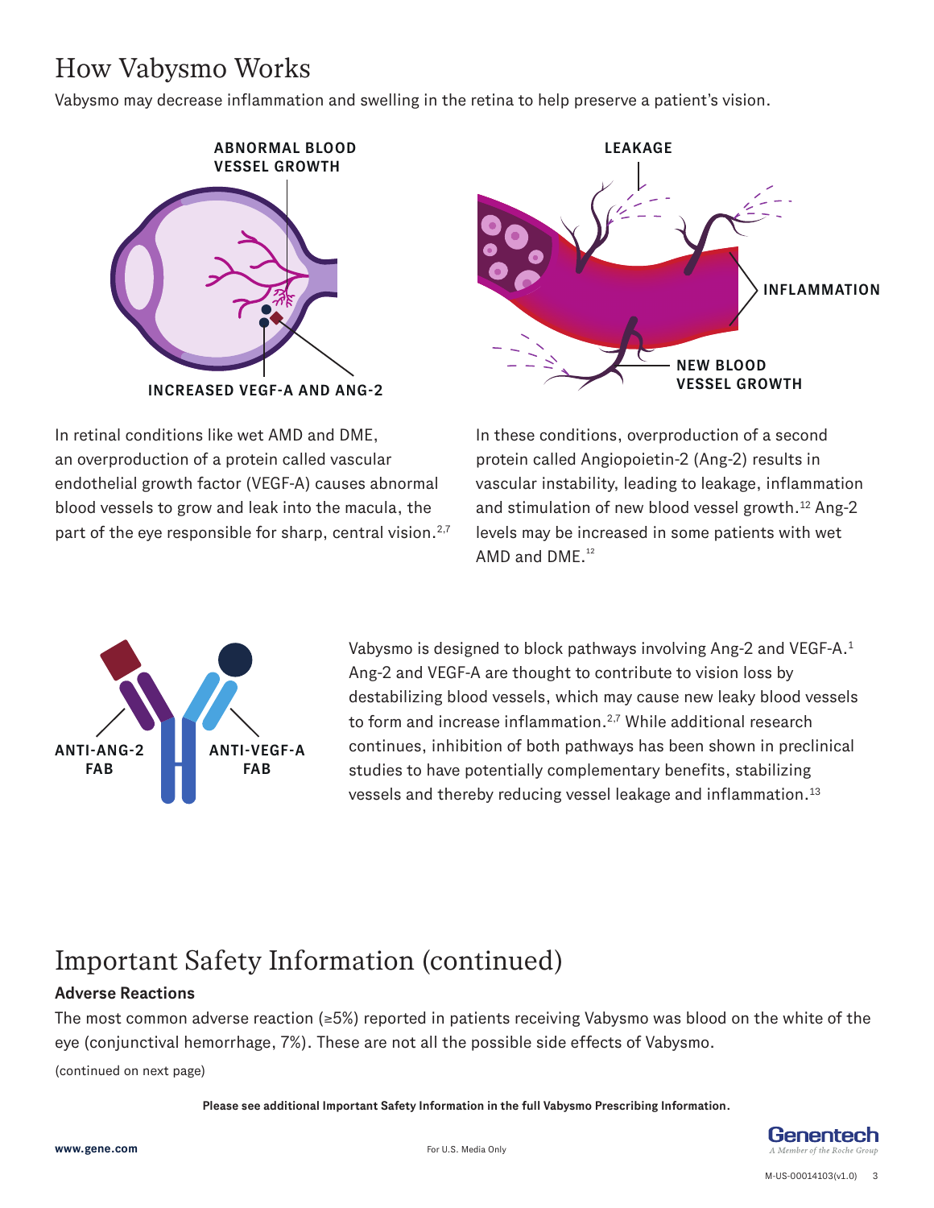# How Vabysmo Works

Vabysmo may decrease inflammation and swelling in the retina to help preserve a patient's vision.

ABNORMAL BLOOD VESSEL GROWTH

INCREASED VEGF-A AND ANG-2

LEAKAGE

INFLAMMATION

NEW BLOOD VESSEL GROWTH

In retinal conditions like wet AMD and DME, an overproduction of a protein called vascular endothelial growth factor (VEGF-A) causes abnormal blood vessels to grow and leak into the macula, the part of the eye responsible for sharp, central vision.[2,7]

In these conditions, overproduction of a second protein called Angiopoietin-2 (Ang-2) results in vascular instability, leading to leakage, inflammation and stimulation of new blood vessel growth.[12] Ang-2 levels may be increased in some patients with wet AMD and DME.[12]

ANTI-ANG-2 FAB

ANTI-VEGF-A FAB

Vabysmo is designed to block pathways involving Ang-2 and VEGF-A.[1] Ang-2 and VEGF-A are thought to contribute to vision loss by destabilizing blood vessels, which may cause new leaky blood vessels to form and increase inflammation.[2,7] While additional research continues, inhibition of both pathways has been shown in preclinical studies to have potentially complementary benefits, stabilizing vessels and thereby reducing vessel leakage and inflammation.[13]

# Important Safety Information (continued)

**Adverse Reactions**

The most common adverse reaction (≥5%) reported in patients receiving Vabysmo was blood on the white of the eye (conjunctival hemorrhage, 7%). These are not all the possible side effects of Vabysmo.

(continued on next page)

**Please see additional Important Safety Information in the full Vabysmo Prescribing Information.**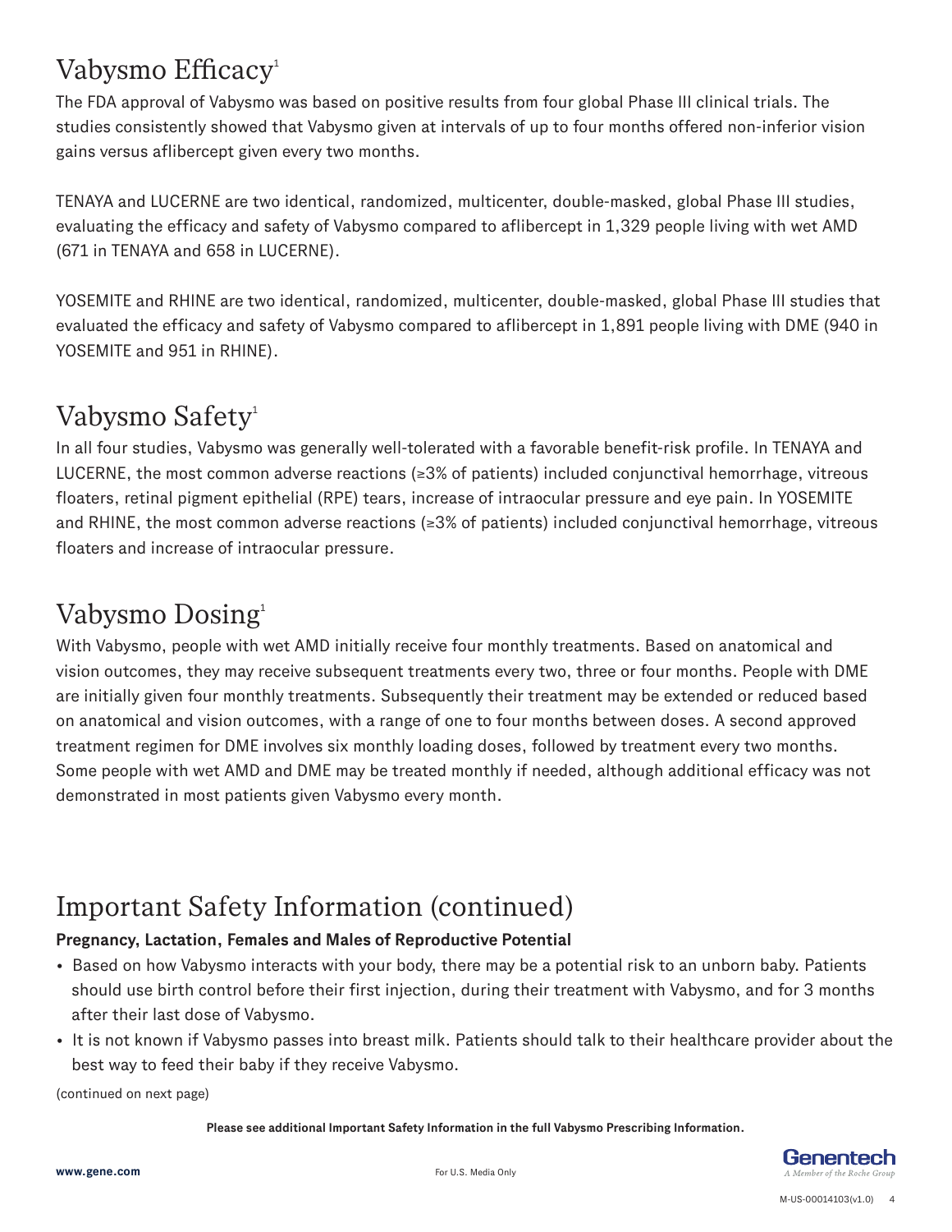# Vabysmo Efficacy[1]

The FDA approval of Vabysmo was based on positive results from four global Phase III clinical trials. The studies consistently showed that Vabysmo given at intervals of up to four months offered non-inferior vision gains versus aflibercept given every two months.

TENAYA and LUCERNE are two identical, randomized, multicenter, double-masked, global Phase III studies, evaluating the efficacy and safety of Vabysmo compared to aflibercept in 1,329 people living with wet AMD (671 in TENAYA and 658 in LUCERNE).

YOSEMITE and RHINE are two identical, randomized, multicenter, double-masked, global Phase III studies that evaluated the efficacy and safety of Vabysmo compared to aflibercept in 1,891 people living with DME (940 in YOSEMITE and 951 in RHINE).

# Vabysmo Safety[1]

In all four studies, Vabysmo was generally well-tolerated with a favorable benefit-risk profile. In TENAYA and LUCERNE, the most common adverse reactions (≥3% of patients) included conjunctival hemorrhage, vitreous floaters, retinal pigment epithelial (RPE) tears, increase of intraocular pressure and eye pain. In YOSEMITE and RHINE, the most common adverse reactions (≥3% of patients) included conjunctival hemorrhage, vitreous floaters and increase of intraocular pressure.

# Vabysmo Dosing[1]

With Vabysmo, people with wet AMD initially receive four monthly treatments. Based on anatomical and vision outcomes, they may receive subsequent treatments every two, three or four months. People with DME are initially given four monthly treatments. Subsequently their treatment may be extended or reduced based on anatomical and vision outcomes, with a range of one to four months between doses. A second approved treatment regimen for DME involves six monthly loading doses, followed by treatment every two months. Some people with wet AMD and DME may be treated monthly if needed, although additional efficacy was not demonstrated in most patients given Vabysmo every month.

# Important Safety Information (continued)

**Pregnancy, Lactation, Females and Males of Reproductive Potential**

- Based on how Vabysmo interacts with your body, there may be a potential risk to an unborn baby. Patients should use birth control before their first injection, during their treatment with Vabysmo, and for 3 months after their last dose of Vabysmo.
- It is not known if Vabysmo passes into breast milk. Patients should talk to their healthcare provider about the best way to feed their baby if they receive Vabysmo.

(continued on next page)

**Please see additional Important Safety Information in the full Vabysmo Prescribing Information.**

www.gene.com

For U.S. Media Only

Genentech
A Member of the Roche Group

M-US-00014103(v1.0)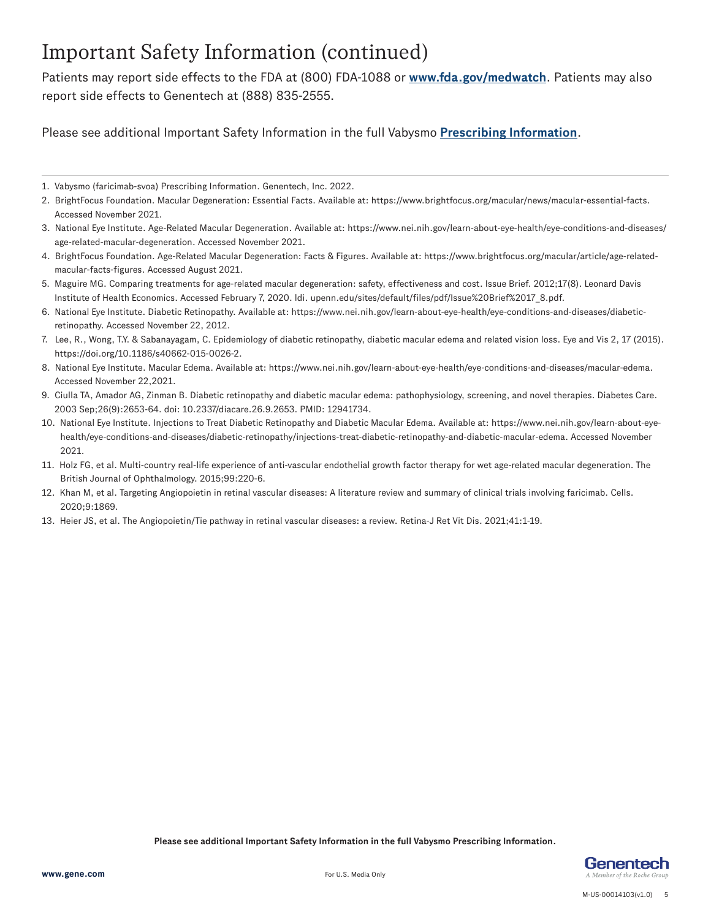# Important Safety Information (continued)

Patients may report side effects to the FDA at (800) FDA-1088 or **www.fda.gov/medwatch**. Patients may also report side effects to Genentech at (888) 835-2555.

Please see additional Important Safety Information in the full Vabysmo **Prescribing Information**.

---

1. Vabysmo (faricimab-svoa) Prescribing Information. Genentech, Inc. 2022.
2. BrightFocus Foundation. Macular Degeneration: Essential Facts. Available at: https://www.brightfocus.org/macular/news/macular-essential-facts. Accessed November 2021.
3. National Eye Institute. Age-Related Macular Degeneration. Available at: https://www.nei.nih.gov/learn-about-eye-health/eye-conditions-and-diseases/age-related-macular-degeneration. Accessed November 2021.
4. BrightFocus Foundation. Age-Related Macular Degeneration: Facts & Figures. Available at: https://www.brightfocus.org/macular/article/age-related-macular-facts-figures. Accessed August 2021.
5. Maguire MG. Comparing treatments for age-related macular degeneration: safety, effectiveness and cost. Issue Brief. 2012;17(8). Leonard Davis Institute of Health Economics. Accessed February 7, 2020. ldi. upenn.edu/sites/default/files/pdf/Issue%20Brief%2017_8.pdf.
6. National Eye Institute. Diabetic Retinopathy. Available at: https://www.nei.nih.gov/learn-about-eye-health/eye-conditions-and-diseases/diabetic-retinopathy. Accessed November 22, 2012.
7. Lee, R., Wong, T.Y. & Sabanayagam, C. Epidemiology of diabetic retinopathy, diabetic macular edema and related vision loss. Eye and Vis 2, 17 (2015). https://doi.org/10.1186/s40662-015-0026-2.
8. National Eye Institute. Macular Edema. Available at: https://www.nei.nih.gov/learn-about-eye-health/eye-conditions-and-diseases/macular-edema. Accessed November 22,2021.
9. Ciulla TA, Amador AG, Zinman B. Diabetic retinopathy and diabetic macular edema: pathophysiology, screening, and novel therapies. Diabetes Care. 2003 Sep;26(9):2653-64. doi: 10.2337/diacare.26.9.2653. PMID: 12941734.
10. National Eye Institute. Injections to Treat Diabetic Retinopathy and Diabetic Macular Edema. Available at: https://www.nei.nih.gov/learn-about-eye-health/eye-conditions-and-diseases/diabetic-retinopathy/injections-treat-diabetic-retinopathy-and-diabetic-macular-edema. Accessed November 2021.
11. Holz FG, et al. Multi-country real-life experience of anti-vascular endothelial growth factor therapy for wet age-related macular degeneration. The British Journal of Ophthalmology. 2015;99:220-6.
12. Khan M, et al. Targeting Angiopoietin in retinal vascular diseases: A literature review and summary of clinical trials involving faricimab. Cells. 2020;9:1869.
13. Heier JS, et al. The Angiopoietin/Tie pathway in retinal vascular diseases: a review. Retina-J Ret Vit Dis. 2021;41:1-19.

**Please see additional Important Safety Information in the full Vabysmo Prescribing Information.**

**www.gene.com**

For U.S. Media Only

Genentech
*A Member of the Roche Group*

M-US-00014103(v1.0)